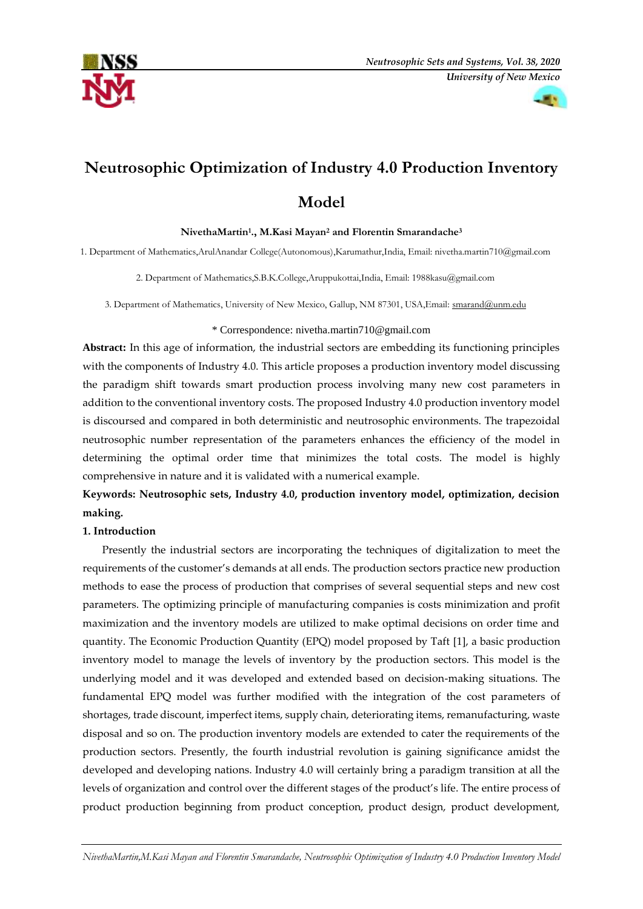# Neutrosophic Optimization of Industry 4.0 Production Inventory Model

**NivethaMartin[1]., M.Kasi Mayan[2] and Florentin Smarandache[3]**

1. Department of Mathematics,ArulAnandar College(Autonomous),Karumathur,India, Email: nivetha.martin710@gmail.com

2. Department of Mathematics,S.B.K.College,Aruppukottai,India, Email: 1988kasu@gmail.com

3. Department of Mathematics, University of New Mexico, Gallup, NM 87301, USA,Email: smarand@unm.edu

\* Correspondence: nivetha.martin710@gmail.com

**Abstract:** In this age of information, the industrial sectors are embedding its functioning principles with the components of Industry 4.0. This article proposes a production inventory model discussing the paradigm shift towards smart production process involving many new cost parameters in addition to the conventional inventory costs. The proposed Industry 4.0 production inventory model is discoursed and compared in both deterministic and neutrosophic environments. The trapezoidal neutrosophic number representation of the parameters enhances the efficiency of the model in determining the optimal order time that minimizes the total costs. The model is highly comprehensive in nature and it is validated with a numerical example.

**Keywords: Neutrosophic sets, Industry 4.0, production inventory model, optimization, decision making.**

**1. Introduction**

Presently the industrial sectors are incorporating the techniques of digitalization to meet the requirements of the customer's demands at all ends. The production sectors practice new production methods to ease the process of production that comprises of several sequential steps and new cost parameters. The optimizing principle of manufacturing companies is costs minimization and profit maximization and the inventory models are utilized to make optimal decisions on order time and quantity. The Economic Production Quantity (EPQ) model proposed by Taft [1], a basic production inventory model to manage the levels of inventory by the production sectors. This model is the underlying model and it was developed and extended based on decision-making situations. The fundamental EPQ model was further modified with the integration of the cost parameters of shortages, trade discount, imperfect items, supply chain, deteriorating items, remanufacturing, waste disposal and so on. The production inventory models are extended to cater the requirements of the production sectors. Presently, the fourth industrial revolution is gaining significance amidst the developed and developing nations. Industry 4.0 will certainly bring a paradigm transition at all the levels of organization and control over the different stages of the product's life. The entire process of product production beginning from product conception, product design, product development,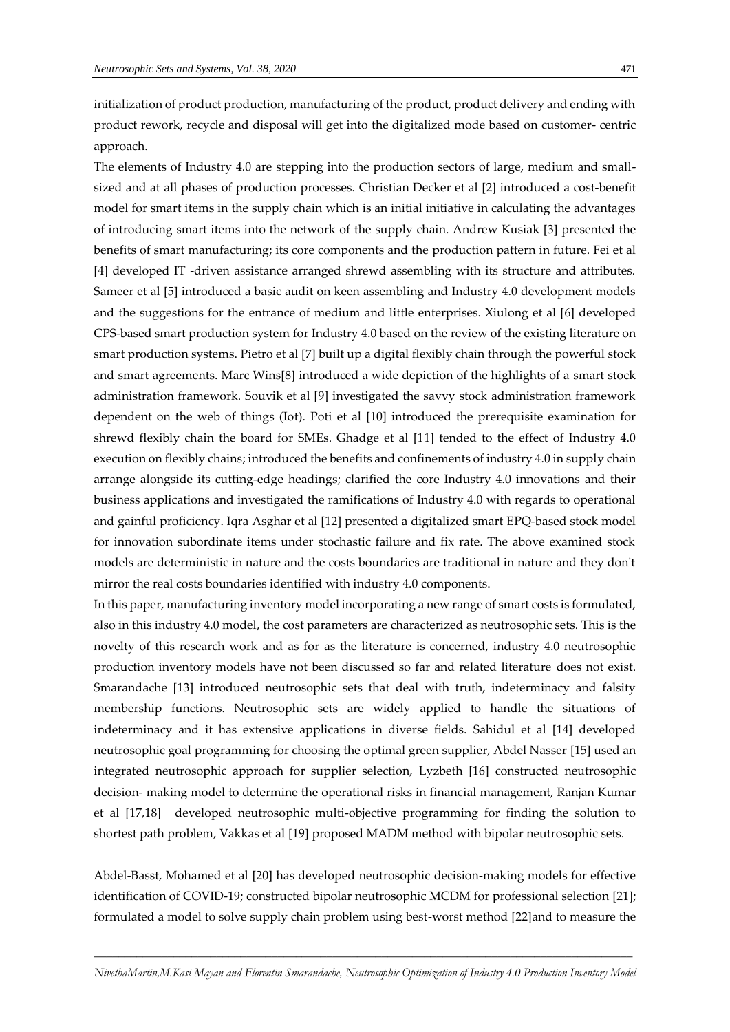initialization of product production, manufacturing of the product, product delivery and ending with product rework, recycle and disposal will get into the digitalized mode based on customer- centric approach.

The elements of Industry 4.0 are stepping into the production sectors of large, medium and small-sized and at all phases of production processes. Christian Decker et al [2] introduced a cost-benefit model for smart items in the supply chain which is an initial initiative in calculating the advantages of introducing smart items into the network of the supply chain. Andrew Kusiak [3] presented the benefits of smart manufacturing; its core components and the production pattern in future. Fei et al [4] developed IT -driven assistance arranged shrewd assembling with its structure and attributes. Sameer et al [5] introduced a basic audit on keen assembling and Industry 4.0 development models and the suggestions for the entrance of medium and little enterprises. Xiulong et al [6] developed CPS-based smart production system for Industry 4.0 based on the review of the existing literature on smart production systems. Pietro et al [7] built up a digital flexibly chain through the powerful stock and smart agreements. Marc Wins[8] introduced a wide depiction of the highlights of a smart stock administration framework. Souvik et al [9] investigated the savvy stock administration framework dependent on the web of things (Iot). Poti et al [10] introduced the prerequisite examination for shrewd flexibly chain the board for SMEs. Ghadge et al [11] tended to the effect of Industry 4.0 execution on flexibly chains; introduced the benefits and confinements of industry 4.0 in supply chain arrange alongside its cutting-edge headings; clarified the core Industry 4.0 innovations and their business applications and investigated the ramifications of Industry 4.0 with regards to operational and gainful proficiency. Iqra Asghar et al [12] presented a digitalized smart EPQ-based stock model for innovation subordinate items under stochastic failure and fix rate. The above examined stock models are deterministic in nature and the costs boundaries are traditional in nature and they don't mirror the real costs boundaries identified with industry 4.0 components.

In this paper, manufacturing inventory model incorporating a new range of smart costs is formulated, also in this industry 4.0 model, the cost parameters are characterized as neutrosophic sets. This is the novelty of this research work and as for as the literature is concerned, industry 4.0 neutrosophic production inventory models have not been discussed so far and related literature does not exist. Smarandache [13] introduced neutrosophic sets that deal with truth, indeterminacy and falsity membership functions. Neutrosophic sets are widely applied to handle the situations of indeterminacy and it has extensive applications in diverse fields. Sahidul et al [14] developed neutrosophic goal programming for choosing the optimal green supplier, Abdel Nasser [15] used an integrated neutrosophic approach for supplier selection, Lyzbeth [16] constructed neutrosophic decision- making model to determine the operational risks in financial management, Ranjan Kumar et al [17,18] developed neutrosophic multi-objective programming for finding the solution to shortest path problem, Vakkas et al [19] proposed MADM method with bipolar neutrosophic sets.

Abdel-Basst, Mohamed et al [20] has developed neutrosophic decision-making models for effective identification of COVID-19; constructed bipolar neutrosophic MCDM for professional selection [21]; formulated a model to solve supply chain problem using best-worst method [22]and to measure the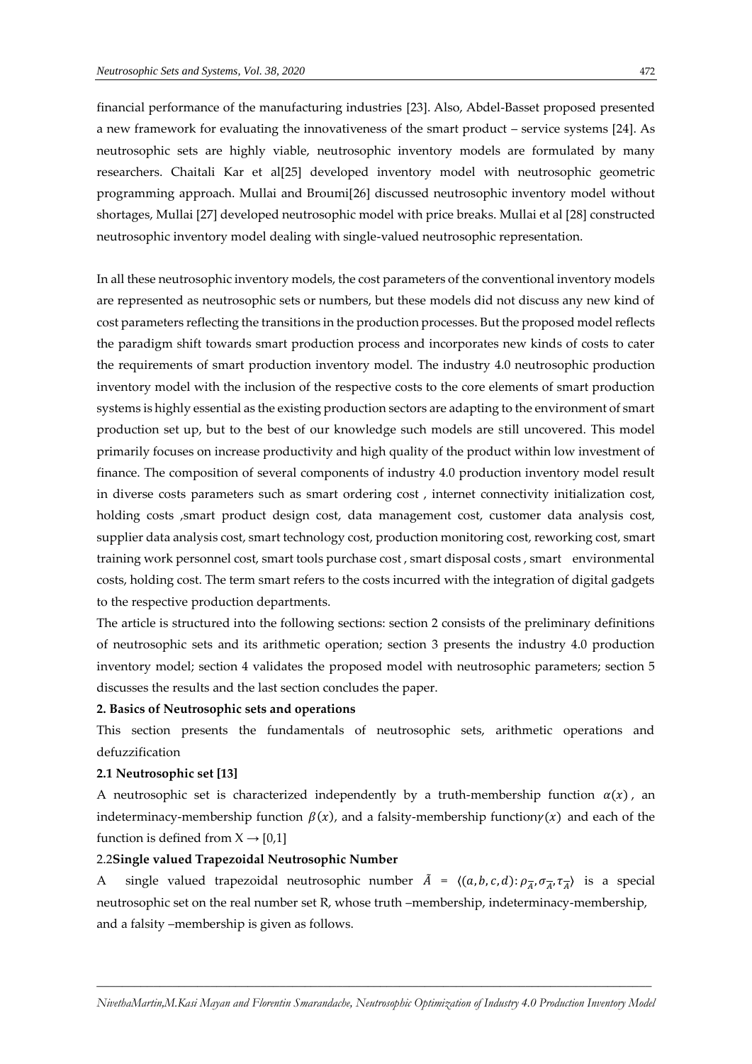financial performance of the manufacturing industries [23]. Also, Abdel-Basset proposed presented a new framework for evaluating the innovativeness of the smart product – service systems [24]. As neutrosophic sets are highly viable, neutrosophic inventory models are formulated by many researchers. Chaitali Kar et al[25] developed inventory model with neutrosophic geometric programming approach. Mullai and Broumi[26] discussed neutrosophic inventory model without shortages, Mullai [27] developed neutrosophic model with price breaks. Mullai et al [28] constructed neutrosophic inventory model dealing with single-valued neutrosophic representation.

In all these neutrosophic inventory models, the cost parameters of the conventional inventory models are represented as neutrosophic sets or numbers, but these models did not discuss any new kind of cost parameters reflecting the transitions in the production processes. But the proposed model reflects the paradigm shift towards smart production process and incorporates new kinds of costs to cater the requirements of smart production inventory model. The industry 4.0 neutrosophic production inventory model with the inclusion of the respective costs to the core elements of smart production systems is highly essential as the existing production sectors are adapting to the environment of smart production set up, but to the best of our knowledge such models are still uncovered. This model primarily focuses on increase productivity and high quality of the product within low investment of finance. The composition of several components of industry 4.0 production inventory model result in diverse costs parameters such as smart ordering cost , internet connectivity initialization cost, holding costs ,smart product design cost, data management cost, customer data analysis cost, supplier data analysis cost, smart technology cost, production monitoring cost, reworking cost, smart training work personnel cost, smart tools purchase cost , smart disposal costs , smart environmental costs, holding cost. The term smart refers to the costs incurred with the integration of digital gadgets to the respective production departments.

The article is structured into the following sections: section 2 consists of the preliminary definitions of neutrosophic sets and its arithmetic operation; section 3 presents the industry 4.0 production inventory model; section 4 validates the proposed model with neutrosophic parameters; section 5 discusses the results and the last section concludes the paper.

**2. Basics of Neutrosophic sets and operations**

This section presents the fundamentals of neutrosophic sets, arithmetic operations and defuzzification

**2.1 Neutrosophic set [13]**

A neutrosophic set is characterized independently by a truth-membership function $\alpha(x)$ , an indeterminacy-membership function $\beta(x)$, and a falsity-membership function$\gamma(x)$ and each of the function is defined from $X \rightarrow [0,1]$

2.2**Single valued Trapezoidal Neutrosophic Number**

A single valued trapezoidal neutrosophic number $\tilde{A} = \langle (a,b,c,d): \rho_{\overline{A}}, \sigma_{\overline{A}}, \tau_{\overline{A}} \rangle$ is a special neutrosophic set on the real number set R, whose truth –membership, indeterminacy-membership, and a falsity –membership is given as follows.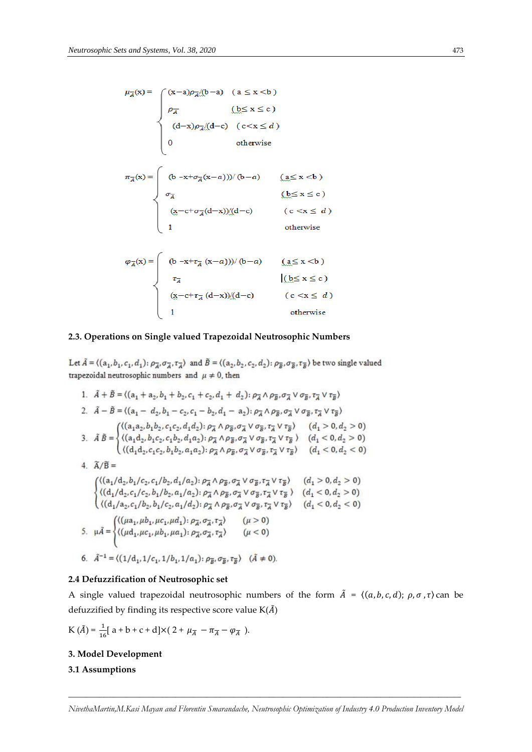$$\mu_{\tilde{A}}(x) = \begin{cases} (x-a)\rho_{\tilde{A}}/(b-a) & (a \le x < b) \\ \rho_{\tilde{A}} & (b \le x \le c) \\ (d-x)\rho_{\tilde{A}}/(d-c) & (c < x \le d) \\ 0 & \text{otherwise} \end{cases}$$

$$\pi_{\tilde{A}}(x) = \begin{cases} (b - x + \sigma_{\tilde{A}}(x-a)))/(b-a) & (a \le x < b) \\ \sigma_{\tilde{A}} & (b \le x \le c) \\ (x - c + \sigma_{\tilde{A}}(d-x))/(d-c) & (c < x \le d) \\ 1 & \text{otherwise} \end{cases}$$

$$\varphi_{\tilde{A}}(x) = \begin{cases} (b - x + \tau_{\tilde{A}}(x-a)))/(b-a) & (a \le x < b) \\ \tau_{\tilde{A}} & (b \le x \le c) \\ (x - c + \tau_{\tilde{A}}(d-x))/(d-c) & (c < x \le d) \\ 1 & \text{otherwise} \end{cases}$$

### 2.3. Operations on Single valued Trapezoidal Neutrosophic Numbers

Let $\tilde{A} = \langle(a_1, b_1, c_1, d_1): \rho_{\tilde{A}}, \sigma_{\tilde{A}}, \tau_{\tilde{A}}\rangle$ and $\tilde{B} = \langle(a_2, b_2, c_2, d_2): \rho_{\tilde{B}}, \sigma_{\tilde{B}}, \tau_{\tilde{B}}\rangle$ be two single valued trapezoidal neutrosophic numbers and $\mu \neq 0$, then

1. $\tilde{A} + \tilde{B} = \langle(a_1 + a_2, b_1 + b_2, c_1 + c_2, d_1 + d_2): \rho_{\tilde{A}} \wedge \rho_{\tilde{B}}, \sigma_{\tilde{A}} \vee \sigma_{\tilde{B}}, \tau_{\tilde{A}} \vee \tau_{\tilde{B}}\rangle$
2. $\tilde{A} - \tilde{B} = \langle(a_1 - d_2, b_1 - c_2, c_1 - b_2, d_1 - a_2): \rho_{\tilde{A}} \wedge \rho_{\tilde{B}}, \sigma_{\tilde{A}} \vee \sigma_{\tilde{B}}, \tau_{\tilde{A}} \vee \tau_{\tilde{B}}\rangle$
3. $\tilde{A}\,\tilde{B} = \begin{cases} \langle(a_1a_2, b_1b_2, c_1c_2, d_1d_2): \rho_{\tilde{A}} \wedge \rho_{\tilde{B}}, \sigma_{\tilde{A}} \vee \sigma_{\tilde{B}}, \tau_{\tilde{A}} \vee \tau_{\tilde{B}}\rangle & (d_1 > 0, d_2 > 0) \\ \langle(a_1d_2, b_1c_2, c_1b_2, d_1a_2): \rho_{\tilde{A}} \wedge \rho_{\tilde{B}}, \sigma_{\tilde{A}} \vee \sigma_{\tilde{B}}, \tau_{\tilde{A}} \vee \tau_{\tilde{B}}\rangle & (d_1 < 0, d_2 > 0) \\ \langle(d_1d_2, c_1c_2, b_1b_2, a_1a_2): \rho_{\tilde{A}} \wedge \rho_{\tilde{B}}, \sigma_{\tilde{A}} \vee \sigma_{\tilde{B}}, \tau_{\tilde{A}} \vee \tau_{\tilde{B}}\rangle & (d_1 < 0, d_2 < 0) \end{cases}$
4. $\tilde{A}/\tilde{B} =$
$$\begin{cases} \langle(a_1/d_2, b_1/c_2, c_1/b_2, d_1/a_2): \rho_{\tilde{A}} \wedge \rho_{\tilde{B}}, \sigma_{\tilde{A}} \vee \sigma_{\tilde{B}}, \tau_{\tilde{A}} \vee \tau_{\tilde{B}}\rangle & (d_1 > 0, d_2 > 0) \\ \langle(d_1/d_2, c_1/c_2, b_1/b_2, a_1/a_2): \rho_{\tilde{A}} \wedge \rho_{\tilde{B}}, \sigma_{\tilde{A}} \vee \sigma_{\tilde{B}}, \tau_{\tilde{A}} \vee \tau_{\tilde{B}}\rangle & (d_1 < 0, d_2 > 0) \\ \langle(d_1/a_2, c_1/b_2, b_1/c_2, a_1/d_2): \rho_{\tilde{A}} \wedge \rho_{\tilde{B}}, \sigma_{\tilde{A}} \vee \sigma_{\tilde{B}}, \tau_{\tilde{A}} \vee \tau_{\tilde{B}}\rangle & (d_1 < 0, d_2 < 0) \end{cases}$$
5. $\mu\tilde{A} = \begin{cases} \langle(\mu a_1, \mu b_1, \mu c_1, \mu d_1): \rho_{\tilde{A}}, \sigma_{\tilde{A}}, \tau_{\tilde{A}}\rangle & (\mu > 0) \\ \langle(\mu d_1, \mu c_1, \mu b_1, \mu a_1): \rho_{\tilde{A}}, \sigma_{\tilde{A}}, \tau_{\tilde{A}}\rangle & (\mu < 0) \end{cases}$
6. $\tilde{A}^{-1} = \langle(1/d_1, 1/c_1, 1/b_1, 1/a_1): \rho_{\tilde{B}}, \sigma_{\tilde{B}}, \tau_{\tilde{B}}\rangle \quad (\tilde{A} \neq 0)$.

### 2.4 Defuzzification of Neutrosophic set

A single valued trapezoidal neutrosophic numbers of the form $\tilde{A} = \langle(a, b, c, d);\ \rho, \sigma, \tau\rangle$ can be defuzzified by finding its respective score value $K(\tilde{A})$

$$K(\tilde{A}) = \frac{1}{16}[a + b + c + d] \times (2 + \mu_{\tilde{A}} - \pi_{\tilde{A}} - \varphi_{\tilde{A}}).$$

## 3. Model Development

### 3.1 Assumptions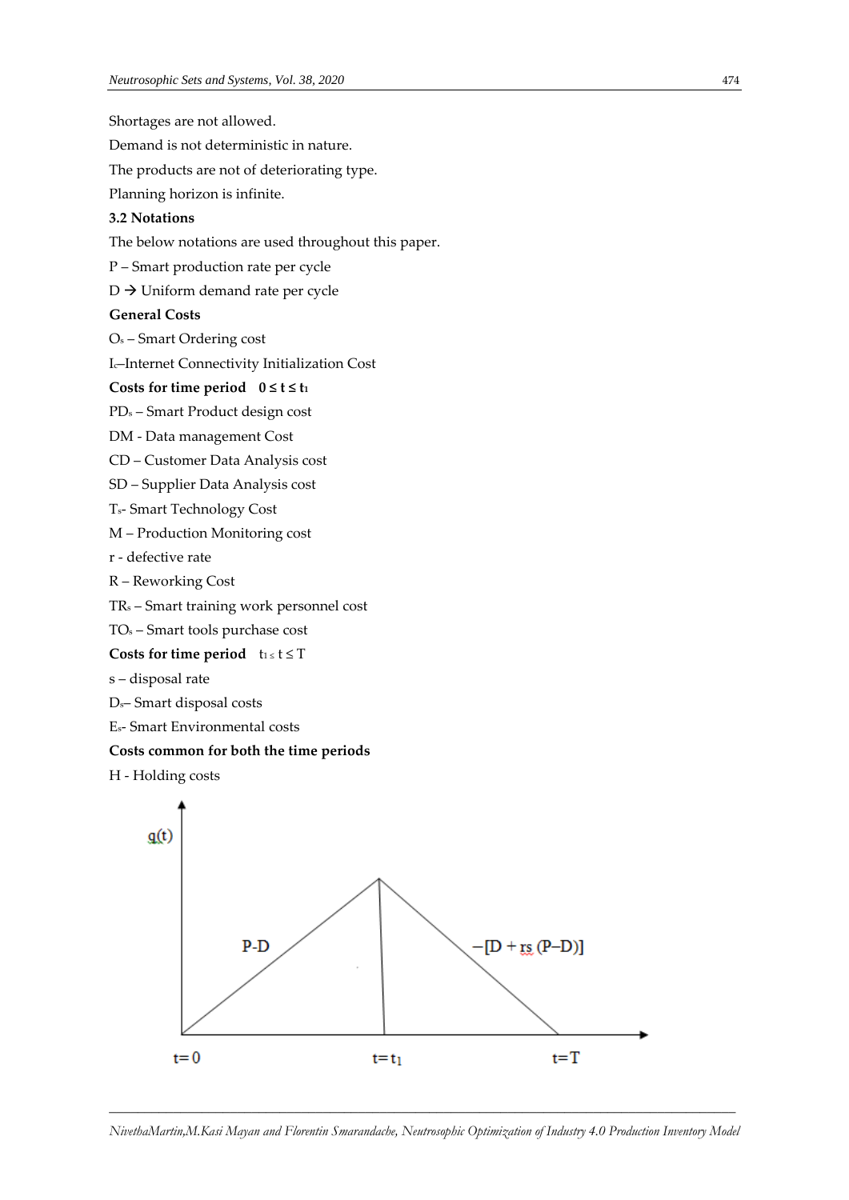Shortages are not allowed.

Demand is not deterministic in nature.

The products are not of deteriorating type.

Planning horizon is infinite.

**3.2 Notations**

The below notations are used throughout this paper.

P – Smart production rate per cycle

D → Uniform demand rate per cycle

**General Costs**

$O_s$ – Smart Ordering cost

$I_c$–Internet Connectivity Initialization Cost

**Costs for time period** $0 \leq t \leq t_1$

$PD_s$ – Smart Product design cost

DM - Data management Cost

CD – Customer Data Analysis cost

SD – Supplier Data Analysis cost

$T_s$- Smart Technology Cost

M – Production Monitoring cost

r - defective rate

R – Reworking Cost

$TR_s$ – Smart training work personnel cost

$TO_s$ – Smart tools purchase cost

**Costs for time period** $t_1 \leq t \leq T$

s – disposal rate

$D_s$– Smart disposal costs

$E_s$- Smart Environmental costs

**Costs common for both the time periods**

H - Holding costs

q(t)

P-D

$-[D + rs\,(P-D)]$

t=0

t=$t_1$

t=T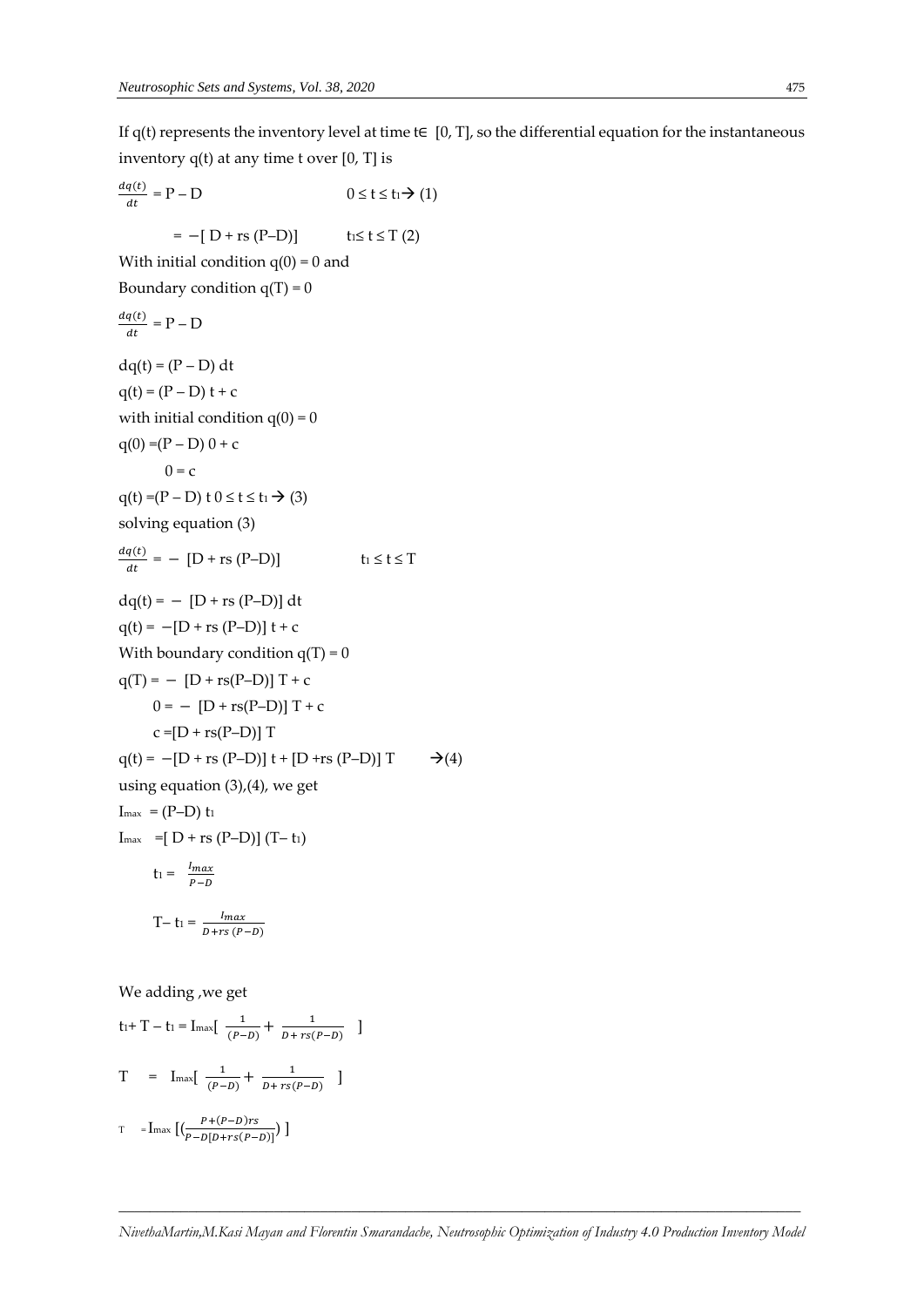If q(t) represents the inventory level at time t∈ [0, T], so the differential equation for the instantaneous inventory q(t) at any time t over [0, T] is

$$\frac{dq(t)}{dt} = P - D \qquad 0 \le t \le t_1 \rightarrow (1)$$

$$= -[D + rs(P–D)] \qquad t_1 \le t \le T \ (2)$$

With initial condition $q(0) = 0$ and

Boundary condition $q(T) = 0$

$$\frac{dq(t)}{dt} = P - D$$

$dq(t) = (P – D)\, dt$

$q(t) = (P – D)\, t + c$

with initial condition $q(0) = 0$

$q(0) = (P – D)\, 0 + c$

$0 = c$

$q(t) = (P – D)\, t \quad 0 \le t \le t_1 \rightarrow (3)$

solving equation (3)

$$\frac{dq(t)}{dt} = - [D + rs(P–D)] \qquad t_1 \le t \le T$$

$dq(t) = - [D + rs(P–D)]\, dt$

$q(t) = -[D + rs(P–D)]\, t + c$

With boundary condition $q(T) = 0$

$q(T) = - [D + rs(P–D)]\, T + c$

$0 = - [D + rs(P–D)]\, T + c$

$c = [D + rs(P–D)]\, T$

$q(t) = -[D + rs(P–D)]\, t + [D + rs(P–D)]\, T \qquad \rightarrow (4)$

using equation (3),(4), we get

$I_{max} = (P–D)\, t_1$

$I_{max} = [D + rs(P–D)]\, (T– t_1)$

$$t_1 = \frac{I_{max}}{P-D}$$

$$T - t_1 = \frac{I_{max}}{D+rs(P-D)}$$

We adding ,we get

$$t_1 + T - t_1 = I_{max}\left[\frac{1}{(P-D)} + \frac{1}{D+rs(P-D)}\right]$$

$$T = I_{max}\left[\frac{1}{(P-D)} + \frac{1}{D+rs(P-D)}\right]$$

$$T = I_{max}\left[\left(\frac{P+(P-D)rs}{P-D[D+rs(P-D)]}\right)\right]$$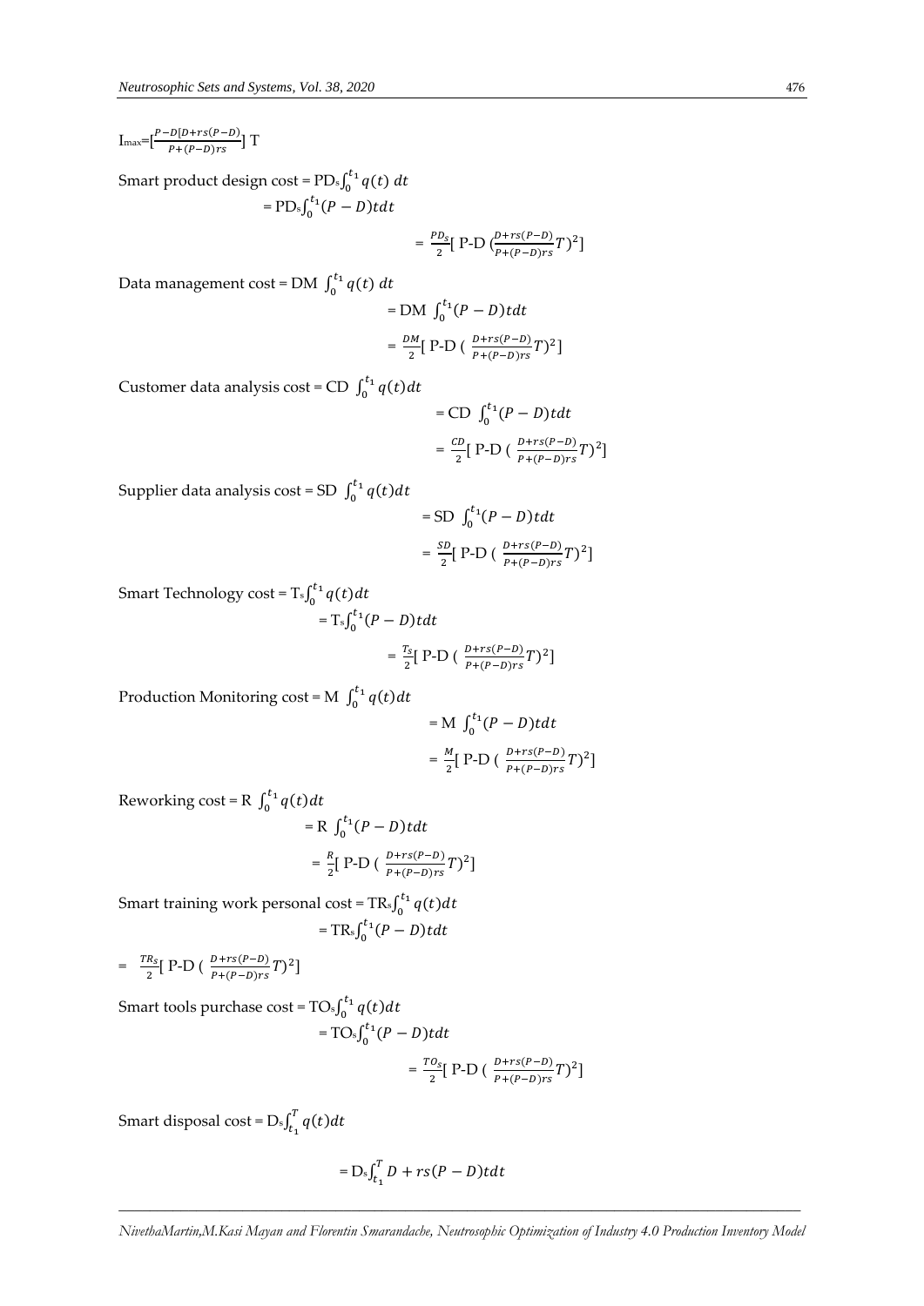$I_{max}$=$[\frac{P-D[D+rs(P-D)}{P+(P-D)rs}]$ T

Smart product design cost = $PD_s\int_0^{t_1} q(t)\,dt$

$= PD_s\int_0^{t_1}(P-D)t\,dt$

$= \frac{PD_s}{2}[\text{ P-D }(\frac{D+rs(P-D)}{P+(P-D)rs}T)^2]$

Data management cost = DM $\int_0^{t_1} q(t)\,dt$

$= DM \int_0^{t_1}(P-D)t\,dt$

$= \frac{DM}{2}[\text{ P-D }(\frac{D+rs(P-D)}{P+(P-D)rs}T)^2]$

Customer data analysis cost = CD $\int_0^{t_1} q(t)dt$

$= CD \int_0^{t_1}(P-D)t\,dt$

$= \frac{CD}{2}[\text{ P-D }(\frac{D+rs(P-D)}{P+(P-D)rs}T)^2]$

Supplier data analysis cost = SD $\int_0^{t_1} q(t)dt$

$= SD \int_0^{t_1}(P-D)t\,dt$

$= \frac{SD}{2}[\text{ P-D }(\frac{D+rs(P-D)}{P+(P-D)rs}T)^2]$

Smart Technology cost = $T_s\int_0^{t_1} q(t)dt$

$= T_s\int_0^{t_1}(P-D)t\,dt$

$= \frac{T_s}{2}[\text{ P-D }(\frac{D+rs(P-D)}{P+(P-D)rs}T)^2]$

Production Monitoring cost = M $\int_0^{t_1} q(t)dt$

$= M \int_0^{t_1}(P-D)t\,dt$

$= \frac{M}{2}[\text{ P-D }(\frac{D+rs(P-D)}{P+(P-D)rs}T)^2]$

Reworking cost = R $\int_0^{t_1} q(t)dt$

$= R \int_0^{t_1}(P-D)t\,dt$

$= \frac{R}{2}[\text{ P-D }(\frac{D+rs(P-D)}{P+(P-D)rs}T)^2]$

Smart training work personal cost = $TR_s\int_0^{t_1} q(t)dt$

$= TR_s\int_0^{t_1}(P-D)t\,dt$

$= \frac{TR_s}{2}[\text{ P-D }(\frac{D+rs(P-D)}{P+(P-D)rs}T)^2]$

Smart tools purchase cost = $TO_s\int_0^{t_1} q(t)dt$

$= TO_s\int_0^{t_1}(P-D)t\,dt$

$= \frac{TO_s}{2}[\text{ P-D }(\frac{D+rs(P-D)}{P+(P-D)rs}T)^2]$

Smart disposal cost = $D_s\int_{t_1}^{T} q(t)dt$

$= D_s\int_{t_1}^{T} D + rs(P-D)t\,dt$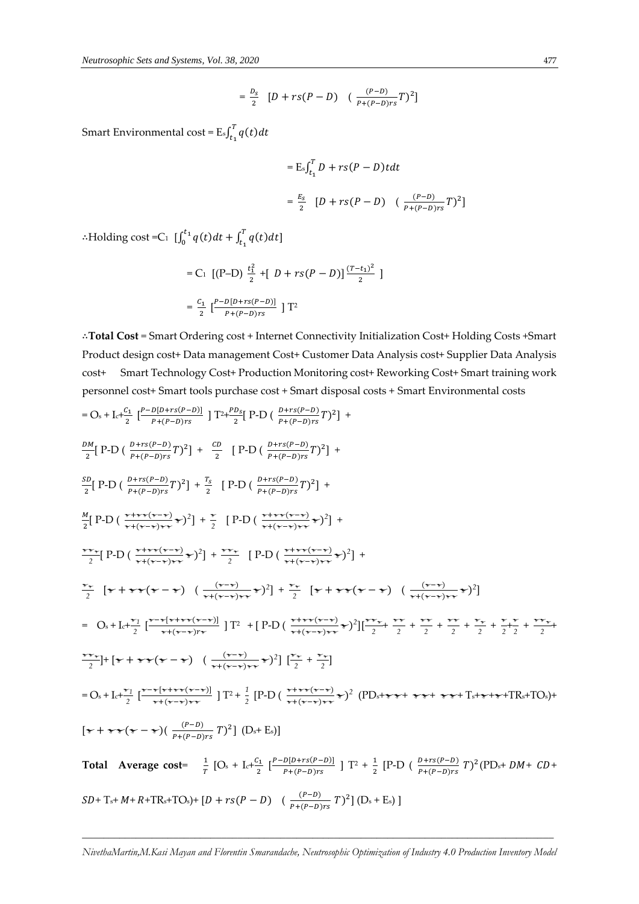$$= \frac{D_s}{2} \quad [D + rs(P-D) \quad ( \frac{(P-D)}{P+(P-D)rs}T)^2]$$

Smart Environmental cost = $E_s\int_{t_1}^{T} q(t)dt$

$$= E_s\int_{t_1}^{T} D + rs(P-D)tdt$$

$$= \frac{E_s}{2} \quad [D + rs(P-D) \quad ( \frac{(P-D)}{P+(P-D)rs}T)^2]$$

∴Holding cost $= C_1 \; [\int_{0}^{t_1} q(t)dt + \int_{t_1}^{T} q(t)dt]$

$$= C_1 \; [(P–D) \; \frac{t_1^2}{2} + [\; D + rs(P-D)] \frac{(T-t_1)^2}{2} \; ]$$

$$= \frac{C_1}{2} \; [\frac{P-D[D+rs(P-D)]}{P+(P-D)rs} \; ] \; T^2$$

∴**Total Cost** = Smart Ordering cost + Internet Connectivity Initialization Cost+ Holding Costs +Smart Product design cost+ Data management Cost+ Customer Data Analysis cost+ Supplier Data Analysis cost+ Smart Technology Cost+ Production Monitoring cost+ Reworking Cost+ Smart training work personnel cost+ Smart tools purchase cost + Smart disposal costs + Smart Environmental costs

$$= O_s + I_c + \frac{C_1}{2} \; [\frac{P-D[D+rs(P-D)]}{P+(P-D)rs} \; ] \; T^2 + \frac{PD_s}{2}[\; P\text{-}D \; ( \frac{D+rs(P-D)}{P+(P-D)rs}T)^2] \; +$$

$$\frac{DM}{2}[\; P\text{-}D \; ( \frac{D+rs(P-D)}{P+(P-D)rs}T)^2] \; + \; \frac{CD}{2} \quad [\; P\text{-}D \; ( \frac{D+rs(P-D)}{P+(P-D)rs}T)^2] \; +$$

$$\frac{SD}{2}[\; P\text{-}D \; ( \frac{D+rs(P-D)}{P+(P-D)rs}T)^2] \; + \; \frac{T_s}{2} \quad [\; P\text{-}D \; ( \frac{D+rs(P-D)}{P+(P-D)rs}T)^2] \; +$$

$$\frac{M}{2}[\; P\text{-}D \; ( \frac{D+rs(P-D)}{P+(P-D)rs}T)^2] \; + \; \frac{R}{2} \quad [\; P\text{-}D \; ( \frac{D+rs(P-D)}{P+(P-D)rs}T)^2] \; +$$

$$\frac{TR_s}{2}[\; P\text{-}D \; ( \frac{D+rs(P-D)}{P+(P-D)rs}T)^2] \; + \; \frac{TO_s}{2} \quad [\; P\text{-}D \; ( \frac{D+rs(P-D)}{P+(P-D)rs}T)^2] \; +$$

$$\frac{D_s}{2} \quad [D + rs(P-D) \quad ( \frac{(P-D)}{P+(P-D)rs}T)^2] \; + \; \frac{E_s}{2} \quad [D + rs(P-D) \quad ( \frac{(P-D)}{P+(P-D)rs}T)^2]$$

$$= \quad O_s + I_c + \frac{C_1}{2} \; [\frac{P-D[D+rs(P-D)]}{P+(P-D)rs} \; ] \; T^2 \; + [\; P\text{-}D \; ( \frac{D+rs(P-D)}{P+(P-D)rs}T)^2][\frac{PD_s}{2} + \frac{DM}{2} + \frac{CD}{2} + \frac{SD}{2} + \frac{T_s}{2} + \frac{M}{2} + \frac{R}{2} + \frac{TR_s}{2} + \frac{TO_s}{2}] + [D + rs(P-D) \quad ( \frac{(P-D)}{P+(P-D)rs}T)^2] \; [\frac{D_s}{2} + \frac{E_s}{2}]$$

$$= O_s + I_c + \frac{C_1}{2} \; [\frac{P-D[D+rs(P-D)]}{P+(P-D)rs} \; ] \; T^2 + \frac{1}{2} \; [P\text{-}D \; ( \frac{D+rs(P-D)}{P+(P-D)rs}T)^2 \; (PD_s + DM + CD + SD + T_s + M + R + TR_s + TO_s) + [D + rs(P-D)( \frac{(P-D)}{P+(P-D)rs} \; T)^2] \; (D_s + E_s)]$$

**Total Average cost**= $\frac{1}{T} \; [O_s + I_c + \frac{C_1}{2} \; [\frac{P-D[D+rs(P-D)]}{P+(P-D)rs} \; ] \; T^2 + \frac{1}{2} \; [P\text{-}D \; ( \frac{D+rs(P-D)}{P+(P-D)rs} \; T)^2 (PD_s + DM + CD + SD + T_s + M + R + TR_s + TO_s) + [D + rs(P-D) \quad ( \frac{(P-D)}{P+(P-D)rs} \; T)^2] \; (D_s + E_s) \; ]$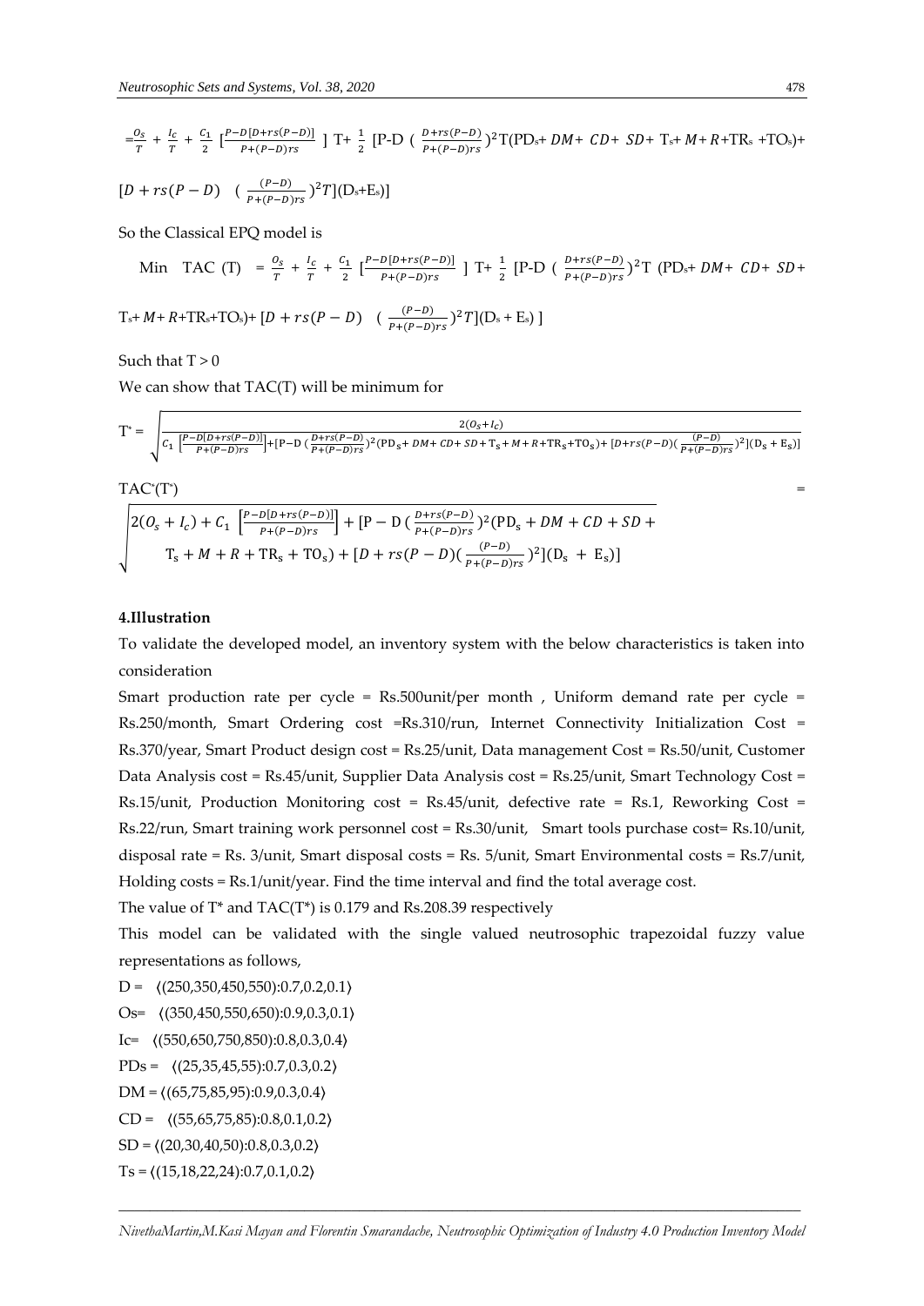$$=\frac{O_s}{T}+\frac{I_c}{T}+\frac{C_1}{2}\left[\frac{P-D[D+rs(P-D)]}{P+(P-D)rs}\right]T+\frac{1}{2}\left[P\text{-}D\left(\frac{D+rs(P-D)}{P+(P-D)rs}\right)^2 T(\mathrm{PD_s}+DM+CD+SD+\mathrm{T_s}+M+R+\mathrm{TR_s}+\mathrm{TO_s})+\right.$$

$$\left.[D+rs(P-D)\quad\left(\frac{(P-D)}{P+(P-D)rs}\right)^2 T](\mathrm{D_s}+\mathrm{E_s})\right]$$

So the Classical EPQ model is

$$\text{Min}\quad \text{TAC (T)}\ =\frac{O_s}{T}+\frac{I_c}{T}+\frac{C_1}{2}\left[\frac{P-D[D+rs(P-D)]}{P+(P-D)rs}\right]T+\frac{1}{2}\left[P\text{-}D\left(\frac{D+rs(P-D)}{P+(P-D)rs}\right)^2 T\ (\mathrm{PD_s}+DM+CD+SD+\right.$$

$$\left.\mathrm{T_s}+M+R+\mathrm{TR_s}+\mathrm{TO_s})+[D+rs(P-D)\quad\left(\frac{(P-D)}{P+(P-D)rs}\right)^2 T](\mathrm{D_s}+\mathrm{E_s})\right]$$

Such that $T > 0$

We can show that TAC(T) will be minimum for

$$T^*=\sqrt{\frac{2(O_s+I_c)}{C_1\left[\frac{P-D[D+rs(P-D)]}{P+(P-D)rs}\right]+[\mathrm{P}-\mathrm{D}\left(\frac{D+rs(P-D)}{P+(P-D)rs}\right)^2(\mathrm{PD_s}+DM+CD+SD+\mathrm{T_s}+M+R+\mathrm{TR_s}+\mathrm{TO_s})+[D+rs(P-D)\left(\frac{(P-D)}{P+(P-D)rs}\right)^2](\mathrm{D_s}+\mathrm{E_s})]}}$$

$$\text{TAC}^*(\text{T}^*)=$$

$$\sqrt{\begin{gathered}2(O_s+I_c)+C_1\left[\frac{P-D[D+rs(P-D)]}{P+(P-D)rs}\right]+[\mathrm{P}-\mathrm{D}\left(\frac{D+rs(P-D)}{P+(P-D)rs}\right)^2(\mathrm{PD_s}+DM+CD+SD+\\ \mathrm{T_s}+M+R+\mathrm{TR_s}+\mathrm{TO_s})+[D+rs(P-D)\left(\frac{(P-D)}{P+(P-D)rs}\right)^2](\mathrm{D_s}+\mathrm{E_s})]\end{gathered}}$$

## 4.Illustration

To validate the developed model, an inventory system with the below characteristics is taken into consideration

Smart production rate per cycle = Rs.500unit/per month , Uniform demand rate per cycle = Rs.250/month, Smart Ordering cost =Rs.310/run, Internet Connectivity Initialization Cost = Rs.370/year, Smart Product design cost = Rs.25/unit, Data management Cost = Rs.50/unit, Customer Data Analysis cost = Rs.45/unit, Supplier Data Analysis cost = Rs.25/unit, Smart Technology Cost = Rs.15/unit, Production Monitoring cost = Rs.45/unit, defective rate = Rs.1, Reworking Cost = Rs.22/run, Smart training work personnel cost = Rs.30/unit, Smart tools purchase cost= Rs.10/unit, disposal rate = Rs. 3/unit, Smart disposal costs = Rs. 5/unit, Smart Environmental costs = Rs.7/unit, Holding costs = Rs.1/unit/year. Find the time interval and find the total average cost.

The value of $T^*$ and $TAC(T^*)$ is 0.179 and Rs.208.39 respectively

This model can be validated with the single valued neutrosophic trapezoidal fuzzy value representations as follows,

D = ⟨(250,350,450,550):0.7,0.2,0.1⟩

Os= ⟨(350,450,550,650):0.9,0.3,0.1⟩

Ic= ⟨(550,650,750,850):0.8,0.3,0.4⟩

PDs = ⟨(25,35,45,55):0.7,0.3,0.2⟩

DM = ⟨(65,75,85,95):0.9,0.3,0.4⟩

CD = ⟨(55,65,75,85):0.8,0.1,0.2⟩

SD = ⟨(20,30,40,50):0.8,0.3,0.2⟩

Ts = ⟨(15,18,22,24):0.7,0.1,0.2⟩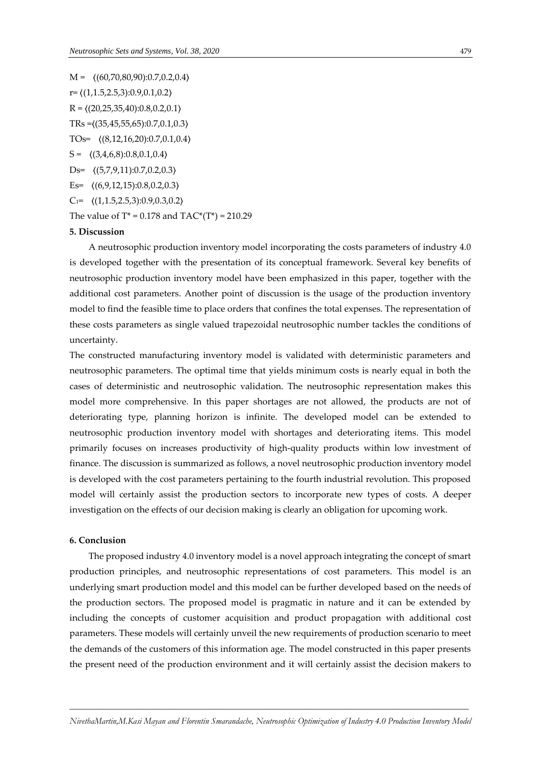$M = \langle(60,70,80,90):0.7,0.2,0.4\rangle$

$r = \langle(1,1.5,2.5,3):0.9,0.1,0.2\rangle$

$R = \langle(20,25,35,40):0.8,0.2,0.1\rangle$

$TRs = \langle(35,45,55,65):0.7,0.1,0.3\rangle$

$TOs = \langle(8,12,16,20):0.7,0.1,0.4\rangle$

$S = \langle(3,4,6,8):0.8,0.1,0.4\rangle$

$Ds = \langle(5,7,9,11):0.7,0.2,0.3\rangle$

$Es = \langle(6,9,12,15):0.8,0.2,0.3\rangle$

$C_1 = \langle(1,1.5,2.5,3):0.9,0.3,0.2\rangle$

The value of $T^* = 0.178$ and $TAC^*(T^*) = 210.29$

## 5. Discussion

A neutrosophic production inventory model incorporating the costs parameters of industry 4.0 is developed together with the presentation of its conceptual framework. Several key benefits of neutrosophic production inventory model have been emphasized in this paper, together with the additional cost parameters. Another point of discussion is the usage of the production inventory model to find the feasible time to place orders that confines the total expenses. The representation of these costs parameters as single valued trapezoidal neutrosophic number tackles the conditions of uncertainty.

The constructed manufacturing inventory model is validated with deterministic parameters and neutrosophic parameters. The optimal time that yields minimum costs is nearly equal in both the cases of deterministic and neutrosophic validation. The neutrosophic representation makes this model more comprehensive. In this paper shortages are not allowed, the products are not of deteriorating type, planning horizon is infinite. The developed model can be extended to neutrosophic production inventory model with shortages and deteriorating items. This model primarily focuses on increases productivity of high-quality products within low investment of finance. The discussion is summarized as follows, a novel neutrosophic production inventory model is developed with the cost parameters pertaining to the fourth industrial revolution. This proposed model will certainly assist the production sectors to incorporate new types of costs. A deeper investigation on the effects of our decision making is clearly an obligation for upcoming work.

## 6. Conclusion

The proposed industry 4.0 inventory model is a novel approach integrating the concept of smart production principles, and neutrosophic representations of cost parameters. This model is an underlying smart production model and this model can be further developed based on the needs of the production sectors. The proposed model is pragmatic in nature and it can be extended by including the concepts of customer acquisition and product propagation with additional cost parameters. These models will certainly unveil the new requirements of production scenario to meet the demands of the customers of this information age. The model constructed in this paper presents the present need of the production environment and it will certainly assist the decision makers to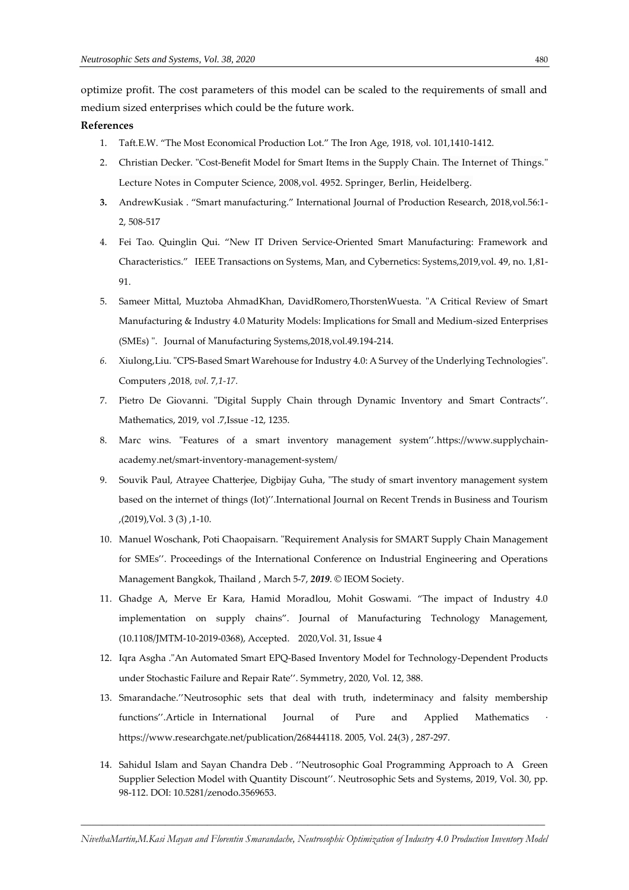optimize profit. The cost parameters of this model can be scaled to the requirements of small and medium sized enterprises which could be the future work.

**References**

1. Taft.E.W. "The Most Economical Production Lot." The Iron Age, 1918, vol. 101,1410-1412.
2. Christian Decker. "Cost-Benefit Model for Smart Items in the Supply Chain. The Internet of Things." Lecture Notes in Computer Science, 2008,vol. 4952. Springer, Berlin, Heidelberg.
3. AndrewKusiak . "Smart manufacturing." International Journal of Production Research, 2018,vol.56:1-2, 508-517
4. Fei Tao. Quinglin Qui. "New IT Driven Service-Oriented Smart Manufacturing: Framework and Characteristics." IEEE Transactions on Systems, Man, and Cybernetics: Systems,2019,vol. 49, no. 1,81-91.
5. Sameer Mittal, Muztoba AhmadKhan, DavidRomero,ThorstenWuesta. "A Critical Review of Smart Manufacturing & Industry 4.0 Maturity Models: Implications for Small and Medium-sized Enterprises (SMEs) ". Journal of Manufacturing Systems,2018,vol.49.194-214.
6. Xiulong,Liu. "CPS-Based Smart Warehouse for Industry 4.0: A Survey of the Underlying Technologies". Computers ,2018, *vol. 7,1-17*.
7. Pietro De Giovanni. "Digital Supply Chain through Dynamic Inventory and Smart Contracts''. Mathematics, 2019, vol .7,Issue -12, 1235.
8. Marc wins. "Features of a smart inventory management system''.https://www.supplychain-academy.net/smart-inventory-management-system/
9. Souvik Paul, Atrayee Chatterjee, Digbijay Guha, "The study of smart inventory management system based on the internet of things (Iot)''.International Journal on Recent Trends in Business and Tourism ,(2019),Vol. 3 (3) ,1-10.
10. Manuel Woschank, Poti Chaopaisarn. "Requirement Analysis for SMART Supply Chain Management for SMEs''. Proceedings of the International Conference on Industrial Engineering and Operations Management Bangkok, Thailand , March 5-7, ***2019***. © IEOM Society.
11. Ghadge A, Merve Er Kara, Hamid Moradlou, Mohit Goswami. "The impact of Industry 4.0 implementation on supply chains". Journal of Manufacturing Technology Management, (10.1108/JMTM-10-2019-0368), Accepted. 2020,Vol. 31, Issue 4
12. Iqra Asgha ."An Automated Smart EPQ-Based Inventory Model for Technology-Dependent Products under Stochastic Failure and Repair Rate''. Symmetry, 2020, Vol. 12, 388.
13. Smarandache.''Neutrosophic sets that deal with truth, indeterminacy and falsity membership functions''.Article in International Journal of Pure and Applied Mathematics · https://www.researchgate.net/publication/268444118. 2005, Vol. 24(3) , 287-297.
14. Sahidul Islam and Sayan Chandra Deb . ''Neutrosophic Goal Programming Approach to A Green Supplier Selection Model with Quantity Discount''. Neutrosophic Sets and Systems, 2019, Vol. 30, pp. 98-112. DOI: 10.5281/zenodo.3569653.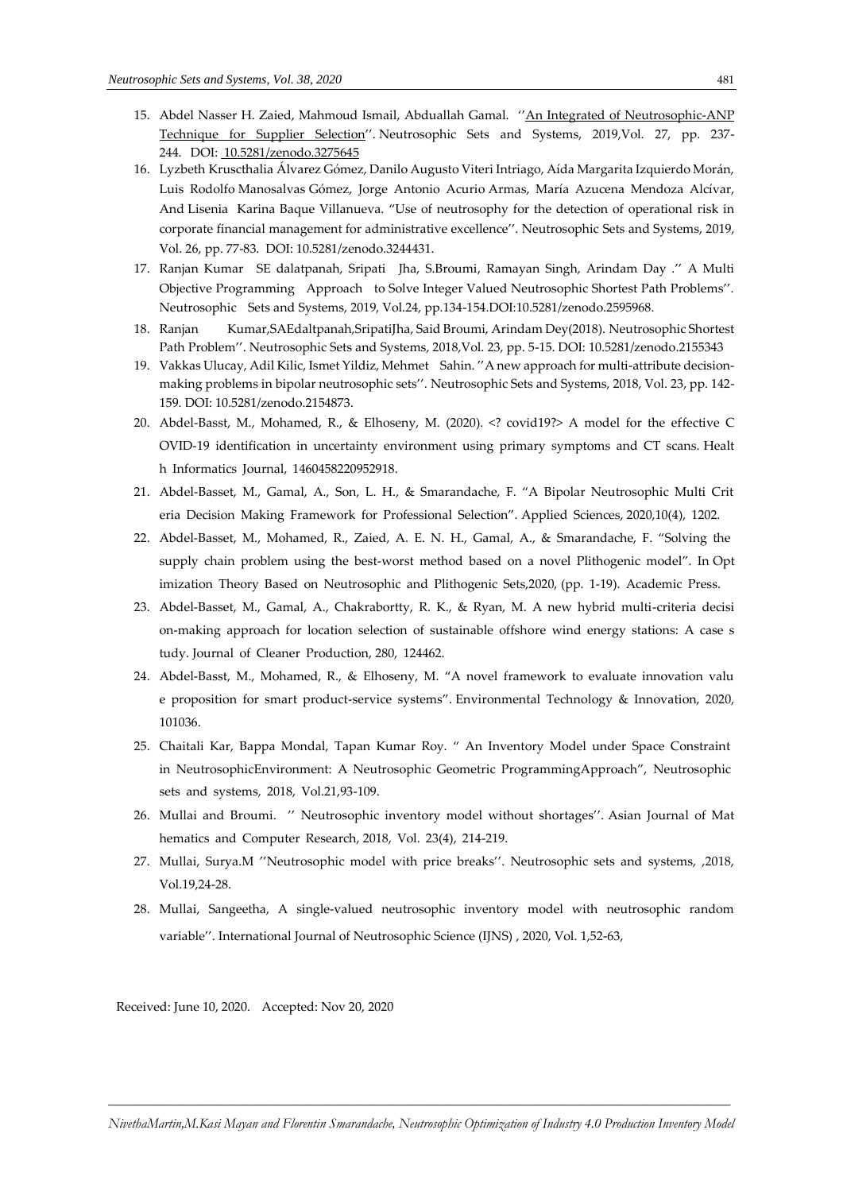15. Abdel Nasser H. Zaied, Mahmoud Ismail, Abduallah Gamal. ''An Integrated of Neutrosophic-ANP Technique for Supplier Selection''. Neutrosophic Sets and Systems, 2019,Vol. 27, pp. 237-244. DOI: 10.5281/zenodo.3275645
16. Lyzbeth Kruscthalia Álvarez Gómez, Danilo Augusto Viteri Intriago, Aída Margarita Izquierdo Morán, Luis Rodolfo Manosalvas Gómez, Jorge Antonio Acurio Armas, María Azucena Mendoza Alcívar, And Lisenia Karina Baque Villanueva. "Use of neutrosophy for the detection of operational risk in corporate financial management for administrative excellence''. Neutrosophic Sets and Systems, 2019, Vol. 26, pp. 77-83. DOI: 10.5281/zenodo.3244431.
17. Ranjan Kumar SE dalatpanah, Sripati Jha, S.Broumi, Ramayan Singh, Arindam Day .'' A Multi Objective Programming Approach to Solve Integer Valued Neutrosophic Shortest Path Problems''. Neutrosophic Sets and Systems, 2019, Vol.24, pp.134-154.DOI:10.5281/zenodo.2595968.
18. Ranjan Kumar,SAEdaltpanah,SripatiJha, Said Broumi, Arindam Dey(2018). Neutrosophic Shortest Path Problem''. Neutrosophic Sets and Systems, 2018,Vol. 23, pp. 5-15. DOI: 10.5281/zenodo.2155343
19. Vakkas Ulucay, Adil Kilic, Ismet Yildiz, Mehmet Sahin. ''A new approach for multi-attribute decision-making problems in bipolar neutrosophic sets''. Neutrosophic Sets and Systems, 2018, Vol. 23, pp. 142-159. DOI: 10.5281/zenodo.2154873.
20. Abdel-Basst, M., Mohamed, R., & Elhoseny, M. (2020). <? covid19?> A model for the effective C OVID-19 identification in uncertainty environment using primary symptoms and CT scans. Healt h Informatics Journal, 1460458220952918.
21. Abdel-Basset, M., Gamal, A., Son, L. H., & Smarandache, F. "A Bipolar Neutrosophic Multi Crit eria Decision Making Framework for Professional Selection". Applied Sciences, 2020,10(4), 1202.
22. Abdel-Basset, M., Mohamed, R., Zaied, A. E. N. H., Gamal, A., & Smarandache, F. "Solving the supply chain problem using the best-worst method based on a novel Plithogenic model". In Opt imization Theory Based on Neutrosophic and Plithogenic Sets,2020, (pp. 1-19). Academic Press.
23. Abdel-Basset, M., Gamal, A., Chakrabortty, R. K., & Ryan, M. A new hybrid multi-criteria decisi on-making approach for location selection of sustainable offshore wind energy stations: A case s tudy. Journal of Cleaner Production, 280, 124462.
24. Abdel-Basst, M., Mohamed, R., & Elhoseny, M. "A novel framework to evaluate innovation valu e proposition for smart product-service systems". Environmental Technology & Innovation, 2020, 101036.
25. Chaitali Kar, Bappa Mondal, Tapan Kumar Roy. " An Inventory Model under Space Constraint in NeutrosophicEnvironment: A Neutrosophic Geometric ProgrammingApproach", Neutrosophic sets and systems, 2018, Vol.21,93-109.
26. Mullai and Broumi. '' Neutrosophic inventory model without shortages''. Asian Journal of Mat hematics and Computer Research, 2018, Vol. 23(4), 214-219.
27. Mullai, Surya.M ''Neutrosophic model with price breaks''. Neutrosophic sets and systems, ,2018, Vol.19,24-28.
28. Mullai, Sangeetha, A single-valued neutrosophic inventory model with neutrosophic random variable''. International Journal of Neutrosophic Science (IJNS) , 2020, Vol. 1,52-63,

Received: June 10, 2020. Accepted: Nov 20, 2020